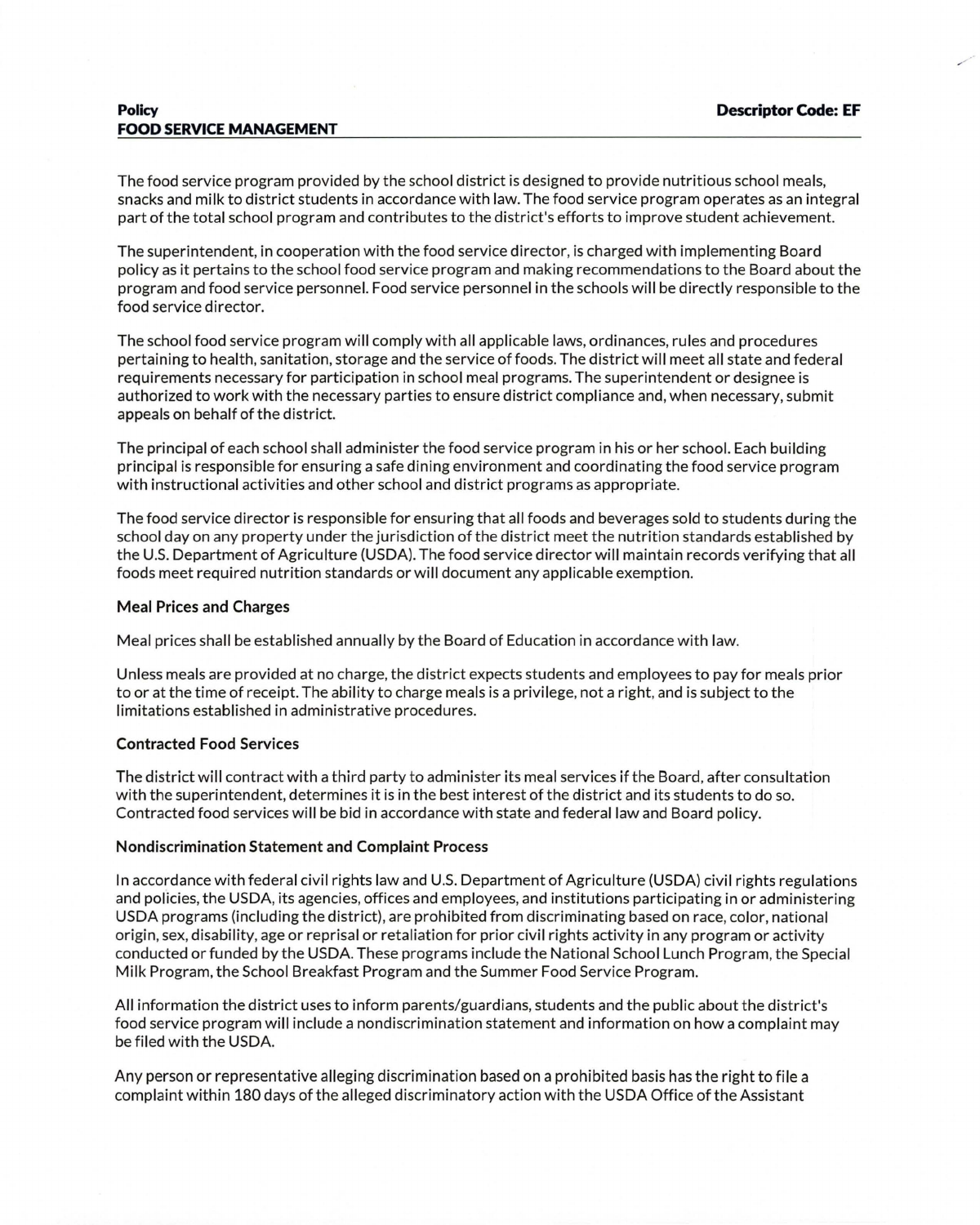**Policy** **Descriptor Code: EF**

# FOOD SERVICE MANAGEMENT

The food service program provided by the school district is designed to provide nutritious school meals, snacks and milk to district students in accordance with law. The food service program operates as an integral part of the total school program and contributes to the district's efforts to improve student achievement.

The superintendent, in cooperation with the food service director, is charged with implementing Board policy as it pertains to the school food service program and making recommendations to the Board about the program and food service personnel. Food service personnel in the schools will be directly responsible to the food service director.

The school food service program will comply with all applicable laws, ordinances, rules and procedures pertaining to health, sanitation, storage and the service of foods. The district will meet all state and federal requirements necessary for participation in school meal programs. The superintendent or designee is authorized to work with the necessary parties to ensure district compliance and, when necessary, submit appeals on behalf of the district.

The principal of each school shall administer the food service program in his or her school. Each building principal is responsible for ensuring a safe dining environment and coordinating the food service program with instructional activities and other school and district programs as appropriate.

The food service director is responsible for ensuring that all foods and beverages sold to students during the school day on any property under the jurisdiction of the district meet the nutrition standards established by the U.S. Department of Agriculture (USDA). The food service director will maintain records verifying that all foods meet required nutrition standards or will document any applicable exemption.

### Meal Prices and Charges

Meal prices shall be established annually by the Board of Education in accordance with law.

Unless meals are provided at no charge, the district expects students and employees to pay for meals prior to or at the time of receipt. The ability to charge meals is a privilege, not a right, and is subject to the limitations established in administrative procedures.

### Contracted Food Services

The district will contract with a third party to administer its meal services if the Board, after consultation with the superintendent, determines it is in the best interest of the district and its students to do so. Contracted food services will be bid in accordance with state and federal law and Board policy.

### Nondiscrimination Statement and Complaint Process

In accordance with federal civil rights law and U.S. Department of Agriculture (USDA) civil rights regulations and policies, the USDA, its agencies, offices and employees, and institutions participating in or administering USDA programs (including the district), are prohibited from discriminating based on race, color, national origin, sex, disability, age or reprisal or retaliation for prior civil rights activity in any program or activity conducted or funded by the USDA. These programs include the National School Lunch Program, the Special Milk Program, the School Breakfast Program and the Summer Food Service Program.

All information the district uses to inform parents/guardians, students and the public about the district's food service program will include a nondiscrimination statement and information on how a complaint may be filed with the USDA.

Any person or representative alleging discrimination based on a prohibited basis has the right to file a complaint within 180 days of the alleged discriminatory action with the USDA Office of the Assistant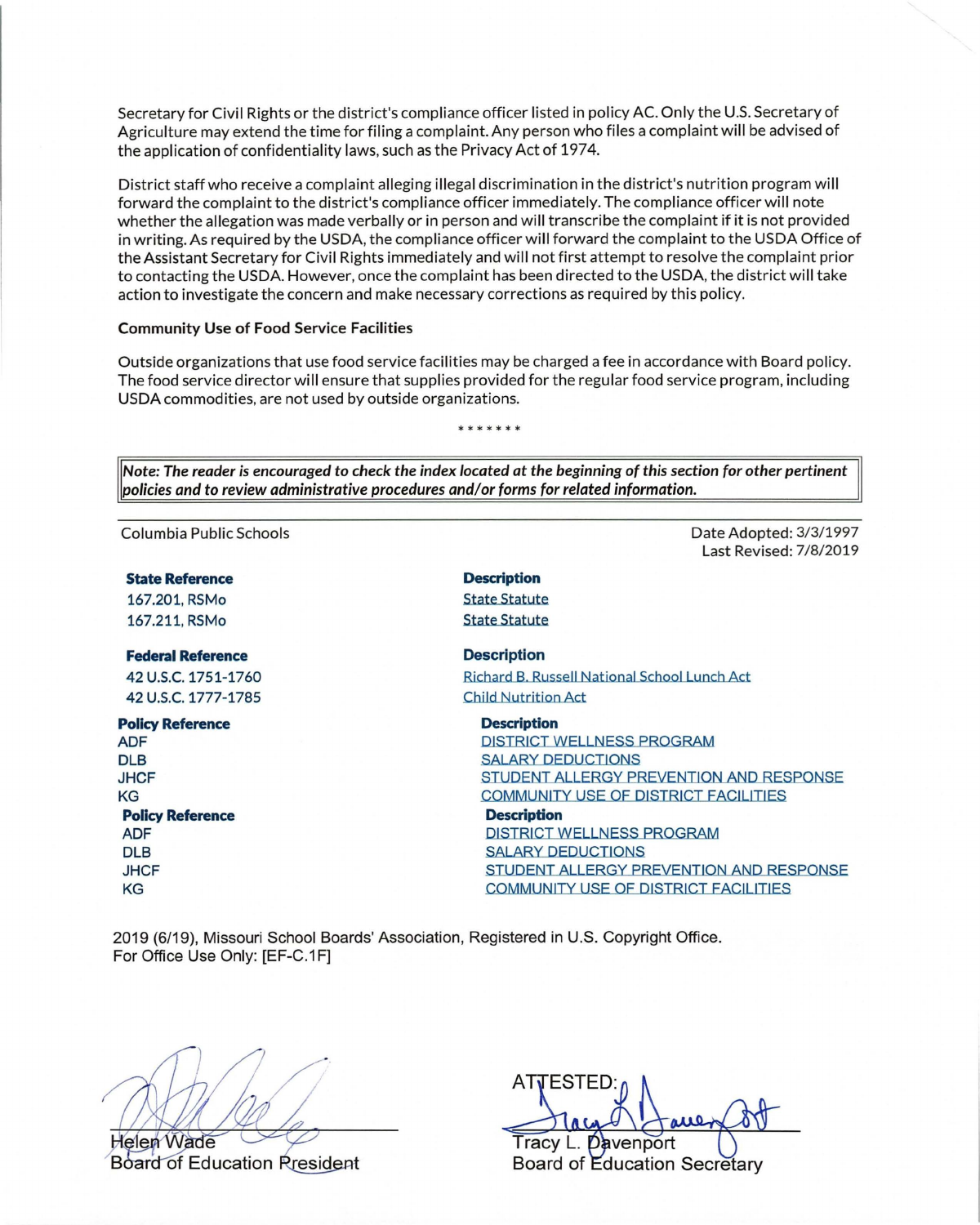Secretary for Civil Rights or the district's compliance officer listed in policy AC. Only the U.S. Secretary of Agriculture may extend the time for filing a complaint. Any person who files a complaint will be advised of the application of confidentiality laws, such as the Privacy Act of 1974.

District staff who receive a complaint alleging illegal discrimination in the district's nutrition program will forward the complaint to the district's compliance officer immediately. The compliance officer will note whether the allegation was made verbally or in person and will transcribe the complaint if it is not provided in writing. As required by the USDA, the compliance officer will forward the complaint to the USDA Office of the Assistant Secretary for Civil Rights immediately and will not first attempt to resolve the complaint prior to contacting the USDA. However, once the complaint has been directed to the USDA, the district will take action to investigate the concern and make necessary corrections as required by this policy.

**Community Use of Food Service Facilities**

Outside organizations that use food service facilities may be charged a fee in accordance with Board policy. The food service director will ensure that supplies provided for the regular food service program, including USDA commodities, are not used by outside organizations.

*******

***Note: The reader is encouraged to check the index located at the beginning of this section for other pertinent policies and to review administrative procedures and/or forms for related information.***

Columbia Public Schools

Date Adopted: 3/3/1997
Last Revised: 7/8/2019

| State Reference | Description |
|---|---|
| 167.201, RSMo | State Statute |
| 167.211, RSMo | State Statute |

| Federal Reference | Description |
|---|---|
| 42 U.S.C. 1751-1760 | Richard B. Russell National School Lunch Act |
| 42 U.S.C. 1777-1785 | Child Nutrition Act |

| Policy Reference | Description |
|---|---|
| ADF | DISTRICT WELLNESS PROGRAM |
| DLB | SALARY DEDUCTIONS |
| JHCF | STUDENT ALLERGY PREVENTION AND RESPONSE |
| KG | COMMUNITY USE OF DISTRICT FACILITIES |

| Policy Reference | Description |
|---|---|
| ADF | DISTRICT WELLNESS PROGRAM |
| DLB | SALARY DEDUCTIONS |
| JHCF | STUDENT ALLERGY PREVENTION AND RESPONSE |
| KG | COMMUNITY USE OF DISTRICT FACILITIES |

2019 (6/19), Missouri School Boards' Association, Registered in U.S. Copyright Office.
For Office Use Only: [EF-C.1F]

Helen Wade
Board of Education President

ATTESTED:
Tracy L. Davenport
Board of Education Secretary